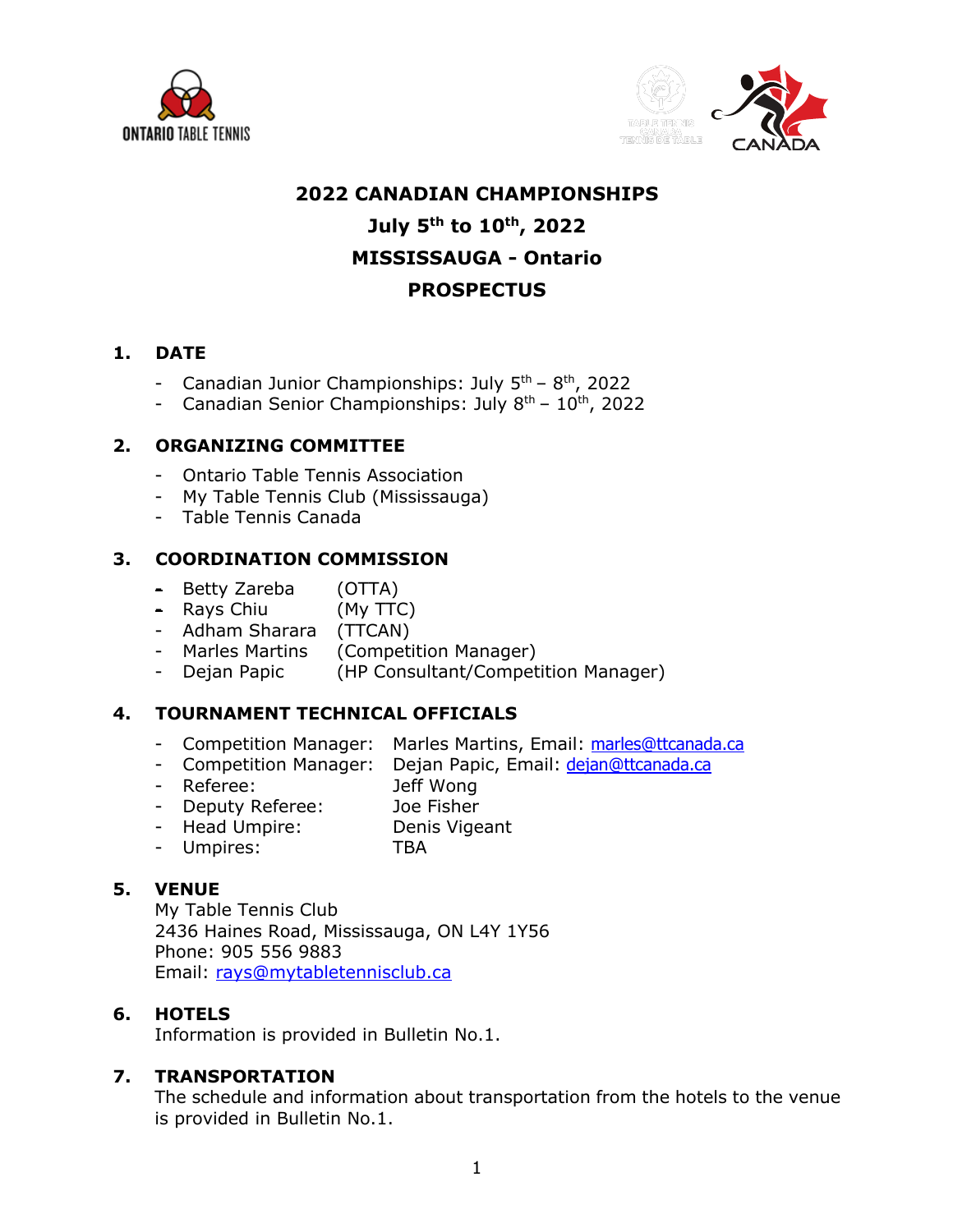# 2022 CANADIAN CHAMPIONSHIPS

## July 5th to 10th, 2022

## MISSISSAUGA - Ontario

## PROSPECTUS

### 1. DATE

- Canadian Junior Championships: July 5th – 8th, 2022
- Canadian Senior Championships: July 8th – 10th, 2022

### 2. ORGANIZING COMMITTEE

- Ontario Table Tennis Association
- My Table Tennis Club (Mississauga)
- Table Tennis Canada

### 3. COORDINATION COMMISSION

- Betty Zareba (OTTA)
- Rays Chiu (My TTC)
- Adham Sharara (TTCAN)
- Marles Martins (Competition Manager)
- Dejan Papic (HP Consultant/Competition Manager)

### 4. TOURNAMENT TECHNICAL OFFICIALS

- Competition Manager: Marles Martins, Email: marles@ttcanada.ca
- Competition Manager: Dejan Papic, Email: dejan@ttcanada.ca
- Referee: Jeff Wong
- Deputy Referee: Joe Fisher
- Head Umpire: Denis Vigeant
- Umpires: TBA

### 5. VENUE

My Table Tennis Club
2436 Haines Road, Mississauga, ON L4Y 1Y56
Phone: 905 556 9883
Email: rays@mytabletennisclub.ca

### 6. HOTELS

Information is provided in Bulletin No.1.

### 7. TRANSPORTATION

The schedule and information about transportation from the hotels to the venue is provided in Bulletin No.1.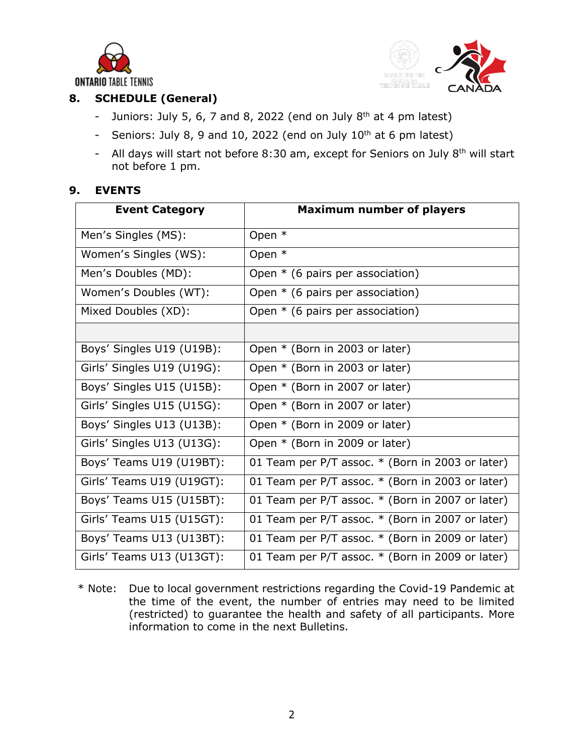## 8. SCHEDULE (General)

- Juniors: July 5, 6, 7 and 8, 2022 (end on July 8th at 4 pm latest)
- Seniors: July 8, 9 and 10, 2022 (end on July 10th at 6 pm latest)
- All days will start not before 8:30 am, except for Seniors on July 8th will start not before 1 pm.

## 9. EVENTS

| Event Category | Maximum number of players |
|---|---|
| Men's Singles (MS): | Open * |
| Women's Singles (WS): | Open * |
| Men's Doubles (MD): | Open * (6 pairs per association) |
| Women's Doubles (WT): | Open * (6 pairs per association) |
| Mixed Doubles (XD): | Open * (6 pairs per association) |
| | |
| Boys' Singles U19 (U19B): | Open * (Born in 2003 or later) |
| Girls' Singles U19 (U19G): | Open * (Born in 2003 or later) |
| Boys' Singles U15 (U15B): | Open * (Born in 2007 or later) |
| Girls' Singles U15 (U15G): | Open * (Born in 2007 or later) |
| Boys' Singles U13 (U13B): | Open * (Born in 2009 or later) |
| Girls' Singles U13 (U13G): | Open * (Born in 2009 or later) |
| Boys' Teams U19 (U19BT): | 01 Team per P/T assoc. * (Born in 2003 or later) |
| Girls' Teams U19 (U19GT): | 01 Team per P/T assoc. * (Born in 2003 or later) |
| Boys' Teams U15 (U15BT): | 01 Team per P/T assoc. * (Born in 2007 or later) |
| Girls' Teams U15 (U15GT): | 01 Team per P/T assoc. * (Born in 2007 or later) |
| Boys' Teams U13 (U13BT): | 01 Team per P/T assoc. * (Born in 2009 or later) |
| Girls' Teams U13 (U13GT): | 01 Team per P/T assoc. * (Born in 2009 or later) |

\* Note: Due to local government restrictions regarding the Covid-19 Pandemic at the time of the event, the number of entries may need to be limited (restricted) to guarantee the health and safety of all participants. More information to come in the next Bulletins.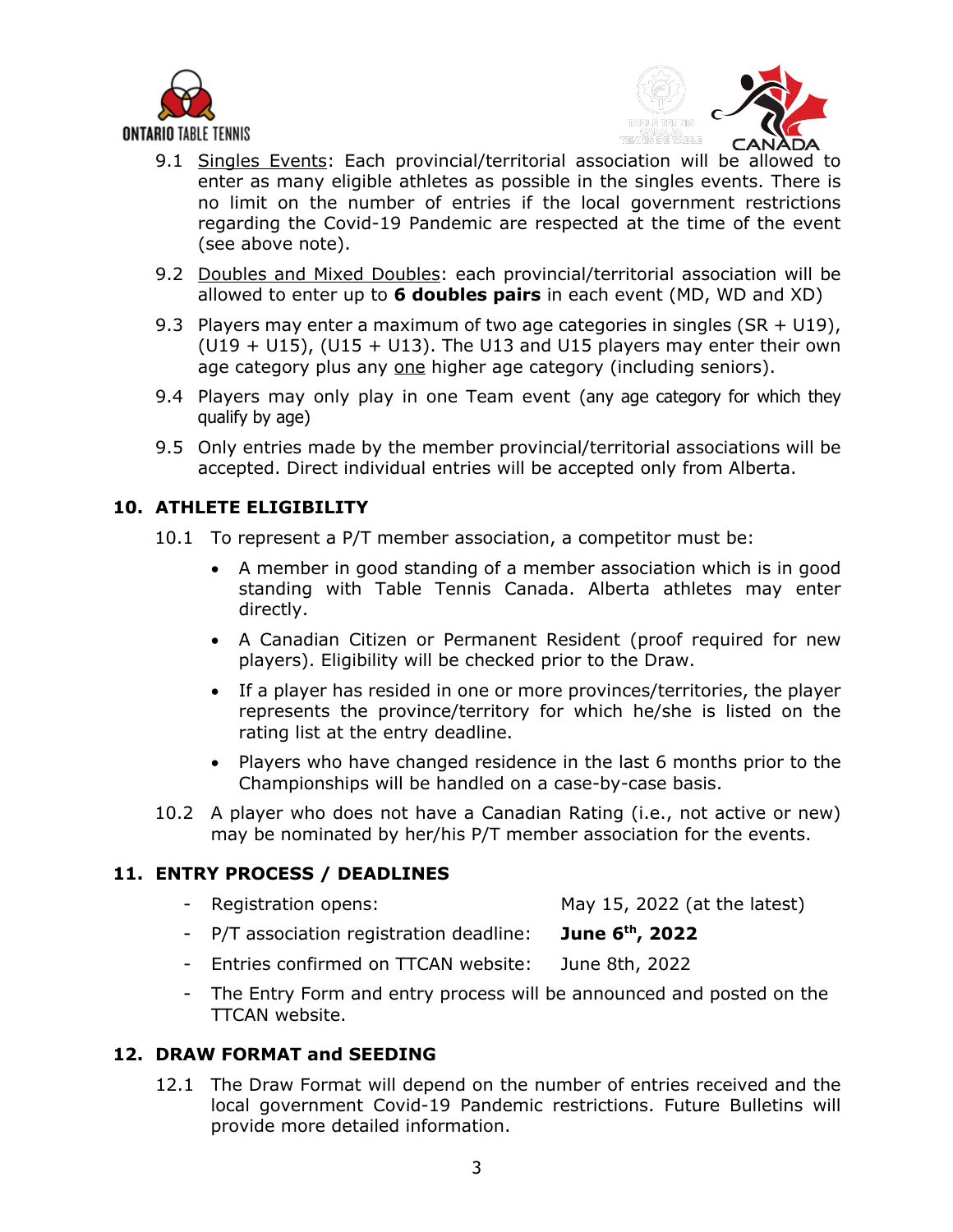9.1 Singles Events: Each provincial/territorial association will be allowed to enter as many eligible athletes as possible in the singles events. There is no limit on the number of entries if the local government restrictions regarding the Covid-19 Pandemic are respected at the time of the event (see above note).

9.2 Doubles and Mixed Doubles: each provincial/territorial association will be allowed to enter up to **6 doubles pairs** in each event (MD, WD and XD)

9.3 Players may enter a maximum of two age categories in singles (SR + U19), (U19 + U15), (U15 + U13). The U13 and U15 players may enter their own age category plus any one higher age category (including seniors).

9.4 Players may only play in one Team event (any age category for which they qualify by age)

9.5 Only entries made by the member provincial/territorial associations will be accepted. Direct individual entries will be accepted only from Alberta.

## 10. ATHLETE ELIGIBILITY

10.1 To represent a P/T member association, a competitor must be:

- A member in good standing of a member association which is in good standing with Table Tennis Canada. Alberta athletes may enter directly.
- A Canadian Citizen or Permanent Resident (proof required for new players). Eligibility will be checked prior to the Draw.
- If a player has resided in one or more provinces/territories, the player represents the province/territory for which he/she is listed on the rating list at the entry deadline.
- Players who have changed residence in the last 6 months prior to the Championships will be handled on a case-by-case basis.

10.2 A player who does not have a Canadian Rating (i.e., not active or new) may be nominated by her/his P/T member association for the events.

## 11. ENTRY PROCESS / DEADLINES

- Registration opens: May 15, 2022 (at the latest)
- P/T association registration deadline: **June 6th, 2022**
- Entries confirmed on TTCAN website: June 8th, 2022
- The Entry Form and entry process will be announced and posted on the TTCAN website.

## 12. DRAW FORMAT and SEEDING

12.1 The Draw Format will depend on the number of entries received and the local government Covid-19 Pandemic restrictions. Future Bulletins will provide more detailed information.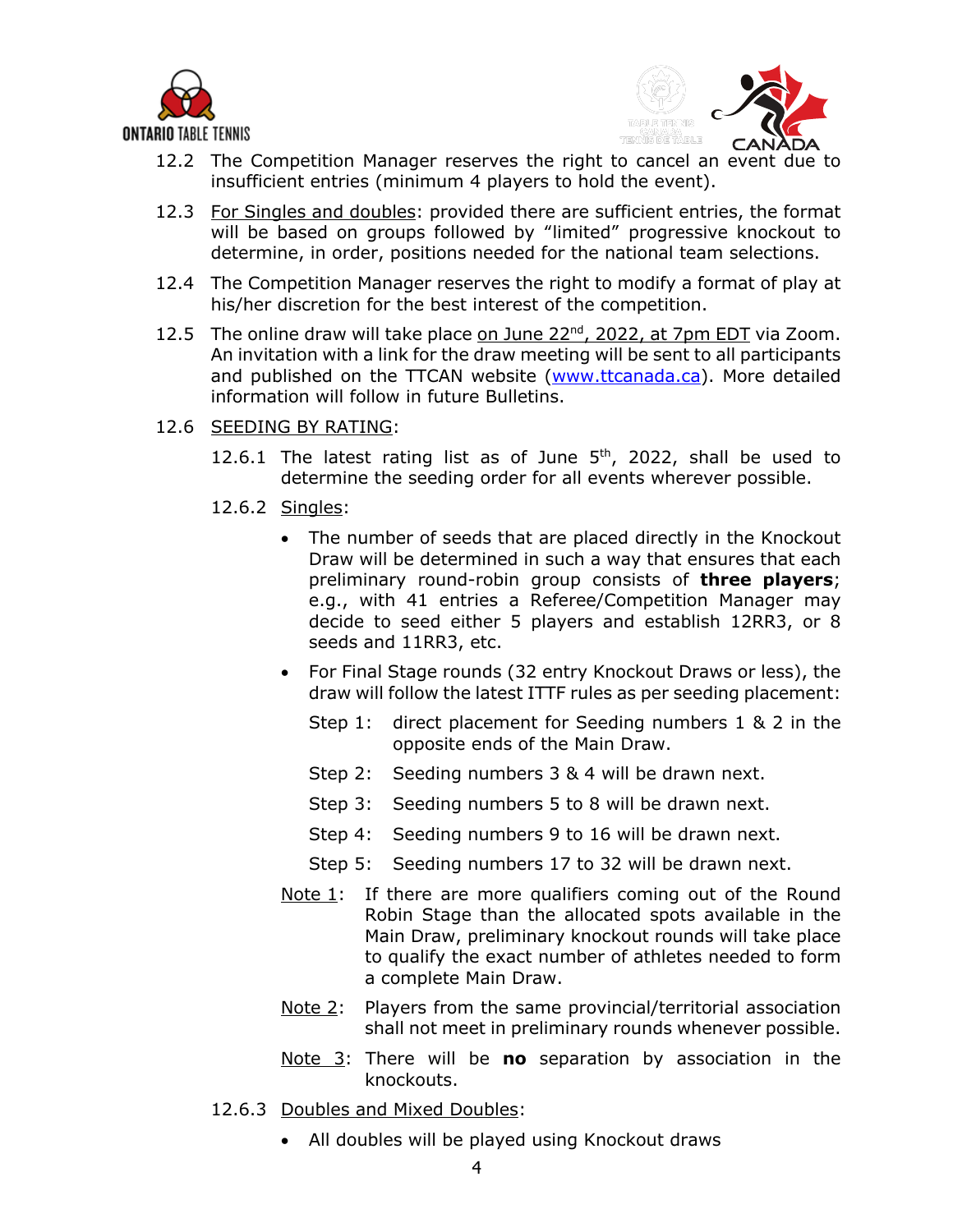12.2 The Competition Manager reserves the right to cancel an event due to insufficient entries (minimum 4 players to hold the event).

12.3 For Singles and doubles: provided there are sufficient entries, the format will be based on groups followed by "limited" progressive knockout to determine, in order, positions needed for the national team selections.

12.4 The Competition Manager reserves the right to modify a format of play at his/her discretion for the best interest of the competition.

12.5 The online draw will take place on June 22nd, 2022, at 7pm EDT via Zoom. An invitation with a link for the draw meeting will be sent to all participants and published on the TTCAN website (www.ttcanada.ca). More detailed information will follow in future Bulletins.

12.6 SEEDING BY RATING:

12.6.1 The latest rating list as of June 5th, 2022, shall be used to determine the seeding order for all events wherever possible.

12.6.2 Singles:

- The number of seeds that are placed directly in the Knockout Draw will be determined in such a way that ensures that each preliminary round-robin group consists of **three players**; e.g., with 41 entries a Referee/Competition Manager may decide to seed either 5 players and establish 12RR3, or 8 seeds and 11RR3, etc.
- For Final Stage rounds (32 entry Knockout Draws or less), the draw will follow the latest ITTF rules as per seeding placement:

  Step 1: direct placement for Seeding numbers 1 & 2 in the opposite ends of the Main Draw.

  Step 2: Seeding numbers 3 & 4 will be drawn next.

  Step 3: Seeding numbers 5 to 8 will be drawn next.

  Step 4: Seeding numbers 9 to 16 will be drawn next.

  Step 5: Seeding numbers 17 to 32 will be drawn next.

Note 1: If there are more qualifiers coming out of the Round Robin Stage than the allocated spots available in the Main Draw, preliminary knockout rounds will take place to qualify the exact number of athletes needed to form a complete Main Draw.

Note 2: Players from the same provincial/territorial association shall not meet in preliminary rounds whenever possible.

Note 3: There will be **no** separation by association in the knockouts.

12.6.3 Doubles and Mixed Doubles:

- All doubles will be played using Knockout draws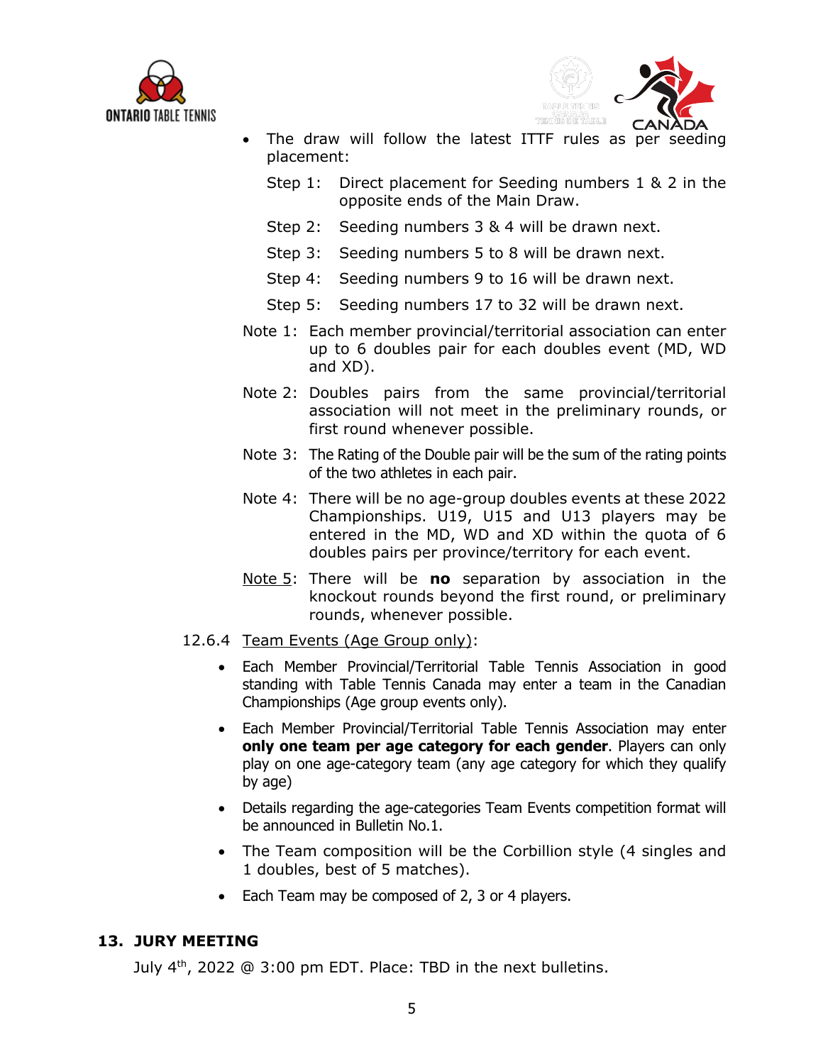- The draw will follow the latest ITTF rules as per seeding placement:

  Step 1: Direct placement for Seeding numbers 1 & 2 in the opposite ends of the Main Draw.

  Step 2: Seeding numbers 3 & 4 will be drawn next.

  Step 3: Seeding numbers 5 to 8 will be drawn next.

  Step 4: Seeding numbers 9 to 16 will be drawn next.

  Step 5: Seeding numbers 17 to 32 will be drawn next.

Note 1: Each member provincial/territorial association can enter up to 6 doubles pair for each doubles event (MD, WD and XD).

Note 2: Doubles pairs from the same provincial/territorial association will not meet in the preliminary rounds, or first round whenever possible.

Note 3: The Rating of the Double pair will be the sum of the rating points of the two athletes in each pair.

Note 4: There will be no age-group doubles events at these 2022 Championships. U19, U15 and U13 players may be entered in the MD, WD and XD within the quota of 6 doubles pairs per province/territory for each event.

Note 5: There will be **no** separation by association in the knockout rounds beyond the first round, or preliminary rounds, whenever possible.

12.6.4 Team Events (Age Group only):

- Each Member Provincial/Territorial Table Tennis Association in good standing with Table Tennis Canada may enter a team in the Canadian Championships (Age group events only).
- Each Member Provincial/Territorial Table Tennis Association may enter **only one team per age category for each gender**. Players can only play on one age-category team (any age category for which they qualify by age)
- Details regarding the age-categories Team Events competition format will be announced in Bulletin No.1.
- The Team composition will be the Corbillion style (4 singles and 1 doubles, best of 5 matches).
- Each Team may be composed of 2, 3 or 4 players.

## 13. JURY MEETING

July 4th, 2022 @ 3:00 pm EDT. Place: TBD in the next bulletins.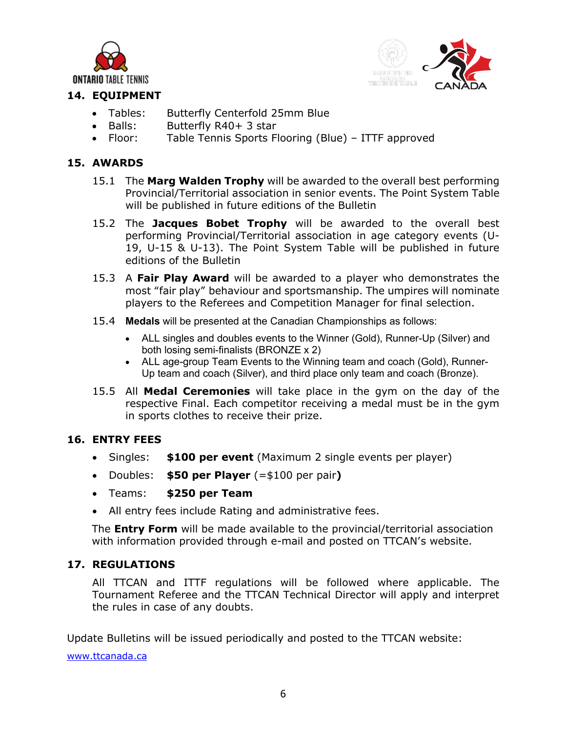## 14. EQUIPMENT

- Tables: Butterfly Centerfold 25mm Blue
- Balls: Butterfly R40+ 3 star
- Floor: Table Tennis Sports Flooring (Blue) – ITTF approved

## 15. AWARDS

15.1 The **Marg Walden Trophy** will be awarded to the overall best performing Provincial/Territorial association in senior events. The Point System Table will be published in future editions of the Bulletin

15.2 The **Jacques Bobet Trophy** will be awarded to the overall best performing Provincial/Territorial association in age category events (U-19, U-15 & U-13). The Point System Table will be published in future editions of the Bulletin

15.3 A **Fair Play Award** will be awarded to a player who demonstrates the most "fair play" behaviour and sportsmanship. The umpires will nominate players to the Referees and Competition Manager for final selection.

15.4 **Medals** will be presented at the Canadian Championships as follows:

- ALL singles and doubles events to the Winner (Gold), Runner-Up (Silver) and both losing semi-finalists (BRONZE x 2)
- ALL age-group Team Events to the Winning team and coach (Gold), Runner-Up team and coach (Silver), and third place only team and coach (Bronze).

15.5 All **Medal Ceremonies** will take place in the gym on the day of the respective Final. Each competitor receiving a medal must be in the gym in sports clothes to receive their prize.

## 16. ENTRY FEES

- Singles: **$100 per event** (Maximum 2 single events per player)
- Doubles: **$50 per Player** (=$100 per pair**)**
- Teams: **$250 per Team**
- All entry fees include Rating and administrative fees.

The **Entry Form** will be made available to the provincial/territorial association with information provided through e-mail and posted on TTCAN's website.

## 17. REGULATIONS

All TTCAN and ITTF regulations will be followed where applicable. The Tournament Referee and the TTCAN Technical Director will apply and interpret the rules in case of any doubts.

Update Bulletins will be issued periodically and posted to the TTCAN website:

[www.ttcanada.ca](http://www.ttcanada.ca)